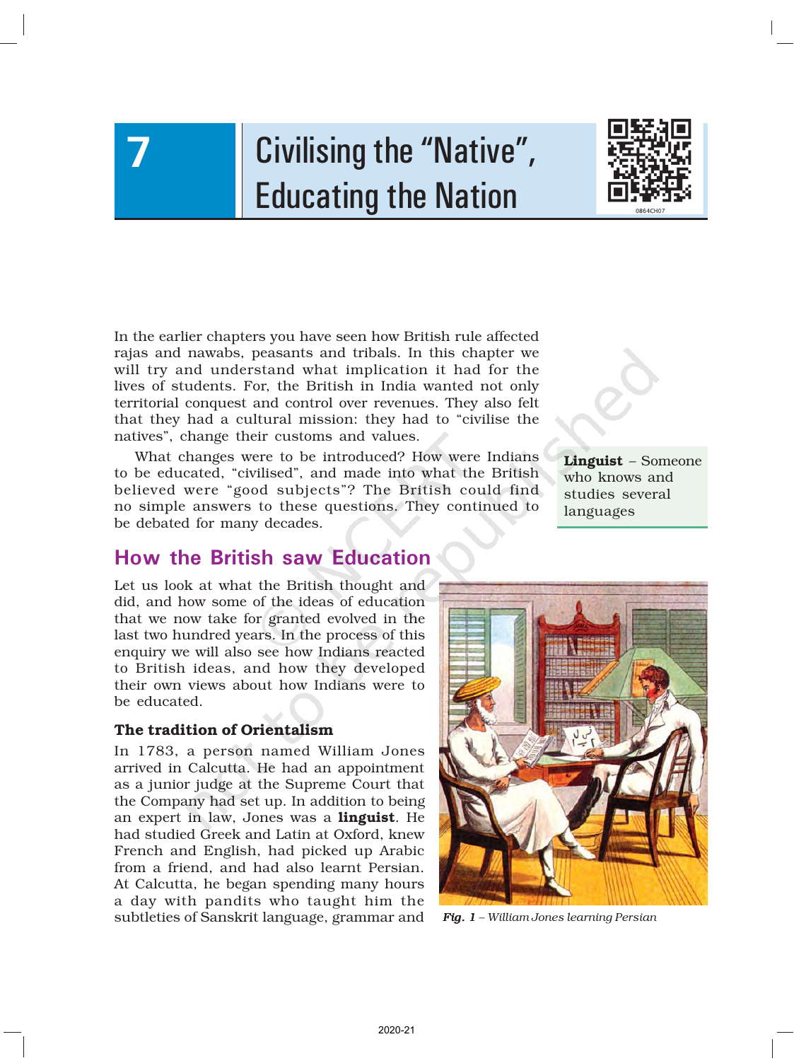# 7 Civilising the "Native", Educating the Nation

In the earlier chapters you have seen how British rule affected rajas and nawabs, peasants and tribals. In this chapter we will try and understand what implication it had for the lives of students. For, the British in India wanted not only territorial conquest and control over revenues. They also felt that they had a cultural mission: they had to "civilise the natives", change their customs and values.

What changes were to be introduced? How were Indians to be educated, "civilised", and made into what the British believed were "good subjects"? The British could find no simple answers to these questions. They continued to be debated for many decades.

**Linguist** – Someone who knows and studies several languages

## How the British saw Education

Let us look at what the British thought and did, and how some of the ideas of education that we now take for granted evolved in the last two hundred years. In the process of this enquiry we will also see how Indians reacted to British ideas, and how they developed their own views about how Indians were to be educated.

### The tradition of Orientalism

In 1783, a person named William Jones arrived in Calcutta. He had an appointment as a junior judge at the Supreme Court that the Company had set up. In addition to being an expert in law, Jones was a **linguist**. He had studied Greek and Latin at Oxford, knew French and English, had picked up Arabic from a friend, and had also learnt Persian. At Calcutta, he began spending many hours a day with pandits who taught him the subtleties of Sanskrit language, grammar and

*Fig. 1* – *William Jones learning Persian*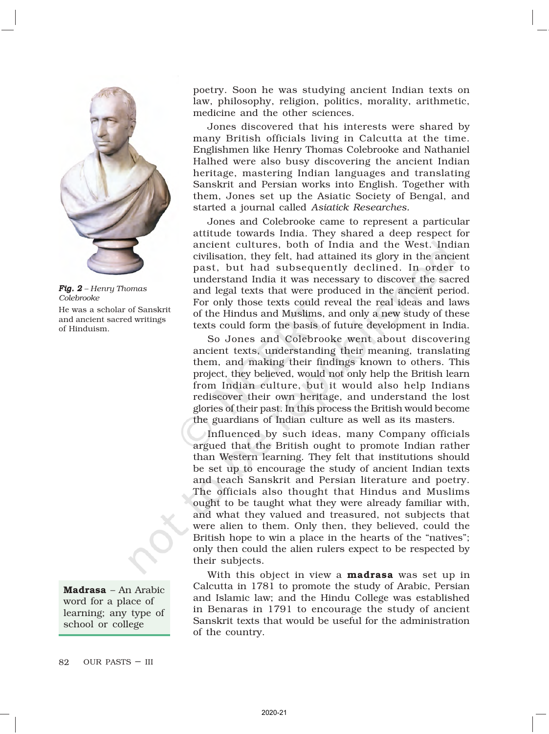poetry. Soon he was studying ancient Indian texts on law, philosophy, religion, politics, morality, arithmetic, medicine and the other sciences.

Jones discovered that his interests were shared by many British officials living in Calcutta at the time. Englishmen like Henry Thomas Colebrooke and Nathaniel Halhed were also busy discovering the ancient Indian heritage, mastering Indian languages and translating Sanskrit and Persian works into English. Together with them, Jones set up the Asiatic Society of Bengal, and started a journal called *Asiatick Researches.*

Jones and Colebrooke came to represent a particular attitude towards India. They shared a deep respect for ancient cultures, both of India and the West. Indian civilisation, they felt, had attained its glory in the ancient past, but had subsequently declined. In order to understand India it was necessary to discover the sacred and legal texts that were produced in the ancient period. For only those texts could reveal the real ideas and laws of the Hindus and Muslims, and only a new study of these texts could form the basis of future development in India.

So Jones and Colebrooke went about discovering ancient texts, understanding their meaning, translating them, and making their findings known to others. This project, they believed, would not only help the British learn from Indian culture, but it would also help Indians rediscover their own heritage, and understand the lost glories of their past. In this process the British would become the guardians of Indian culture as well as its masters.

Influenced by such ideas, many Company officials argued that the British ought to promote Indian rather than Western learning. They felt that institutions should be set up to encourage the study of ancient Indian texts and teach Sanskrit and Persian literature and poetry. The officials also thought that Hindus and Muslims ought to be taught what they were already familiar with, and what they valued and treasured, not subjects that were alien to them. Only then, they believed, could the British hope to win a place in the hearts of the "natives"; only then could the alien rulers expect to be respected by their subjects.

With this object in view a **madrasa** was set up in Calcutta in 1781 to promote the study of Arabic, Persian and Islamic law; and the Hindu College was established in Benaras in 1791 to encourage the study of ancient Sanskrit texts that would be useful for the administration of the country.

***Fig. 2*** – *Henry Thomas Colebrooke*
He was a scholar of Sanskrit and ancient sacred writings of Hinduism.

**Madrasa** – An Arabic word for a place of learning; any type of school or college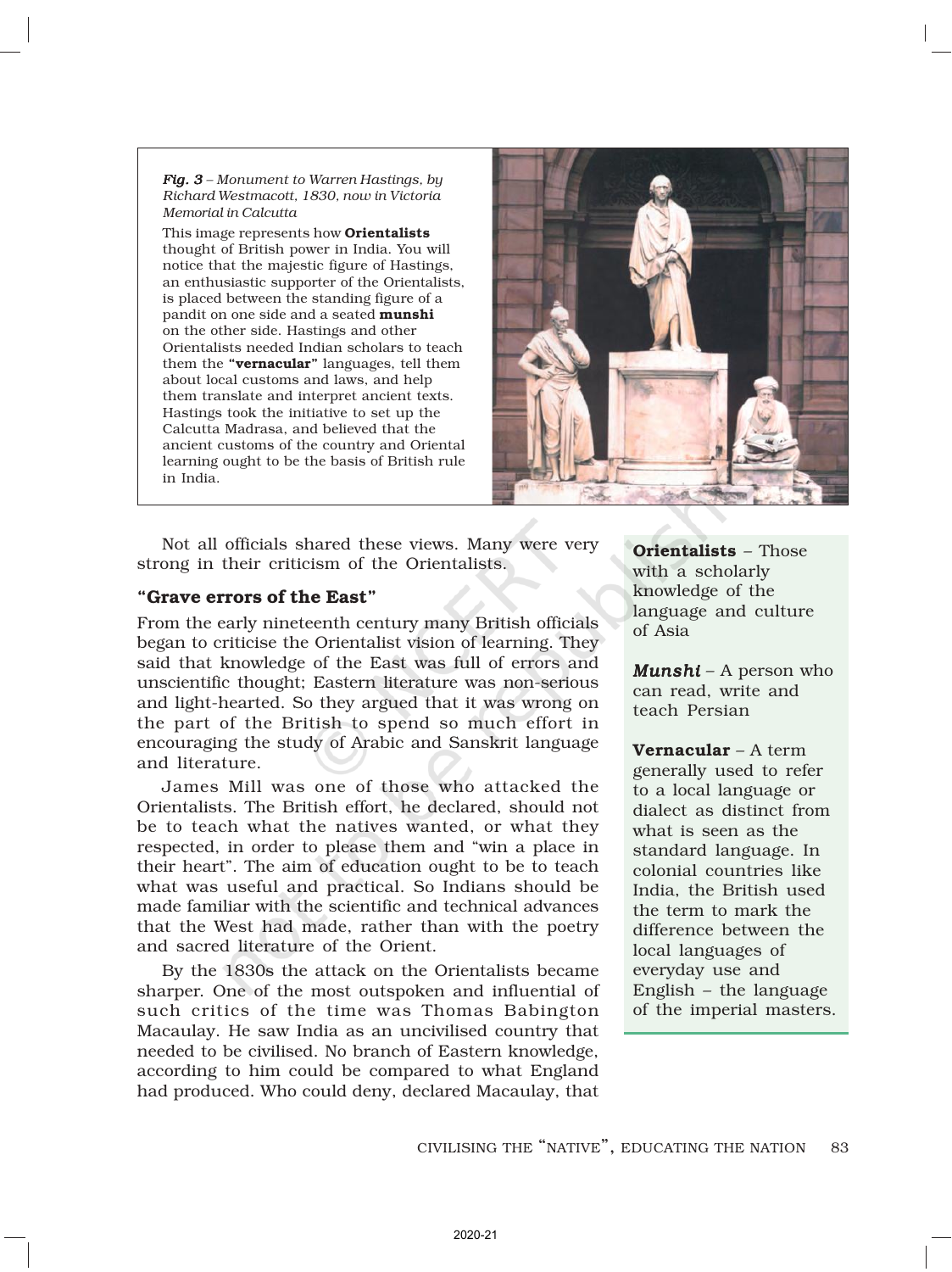*Fig. 3 – Monument to Warren Hastings, by Richard Westmacott, 1830, now in Victoria Memorial in Calcutta*

This image represents how **Orientalists** thought of British power in India. You will notice that the majestic figure of Hastings, an enthusiastic supporter of the Orientalists, is placed between the standing figure of a pandit on one side and a seated **munshi** on the other side. Hastings and other Orientalists needed Indian scholars to teach them the **"vernacular"** languages, tell them about local customs and laws, and help them translate and interpret ancient texts. Hastings took the initiative to set up the Calcutta Madrasa, and believed that the ancient customs of the country and Oriental learning ought to be the basis of British rule in India.

Not all officials shared these views. Many were very strong in their criticism of the Orientalists.

### "Grave errors of the East"

From the early nineteenth century many British officials began to criticise the Orientalist vision of learning. They said that knowledge of the East was full of errors and unscientific thought; Eastern literature was non-serious and light-hearted. So they argued that it was wrong on the part of the British to spend so much effort in encouraging the study of Arabic and Sanskrit language and literature.

James Mill was one of those who attacked the Orientalists. The British effort, he declared, should not be to teach what the natives wanted, or what they respected, in order to please them and "win a place in their heart". The aim of education ought to be to teach what was useful and practical. So Indians should be made familiar with the scientific and technical advances that the West had made, rather than with the poetry and sacred literature of the Orient.

By the 1830s the attack on the Orientalists became sharper. One of the most outspoken and influential of such critics of the time was Thomas Babington Macaulay. He saw India as an uncivilised country that needed to be civilised. No branch of Eastern knowledge, according to him could be compared to what England had produced. Who could deny, declared Macaulay, that

**Orientalists** – Those with a scholarly knowledge of the language and culture of Asia

***Munshi*** – A person who can read, write and teach Persian

**Vernacular** – A term generally used to refer to a local language or dialect as distinct from what is seen as the standard language. In colonial countries like India, the British used the term to mark the difference between the local languages of everyday use and English – the language of the imperial masters.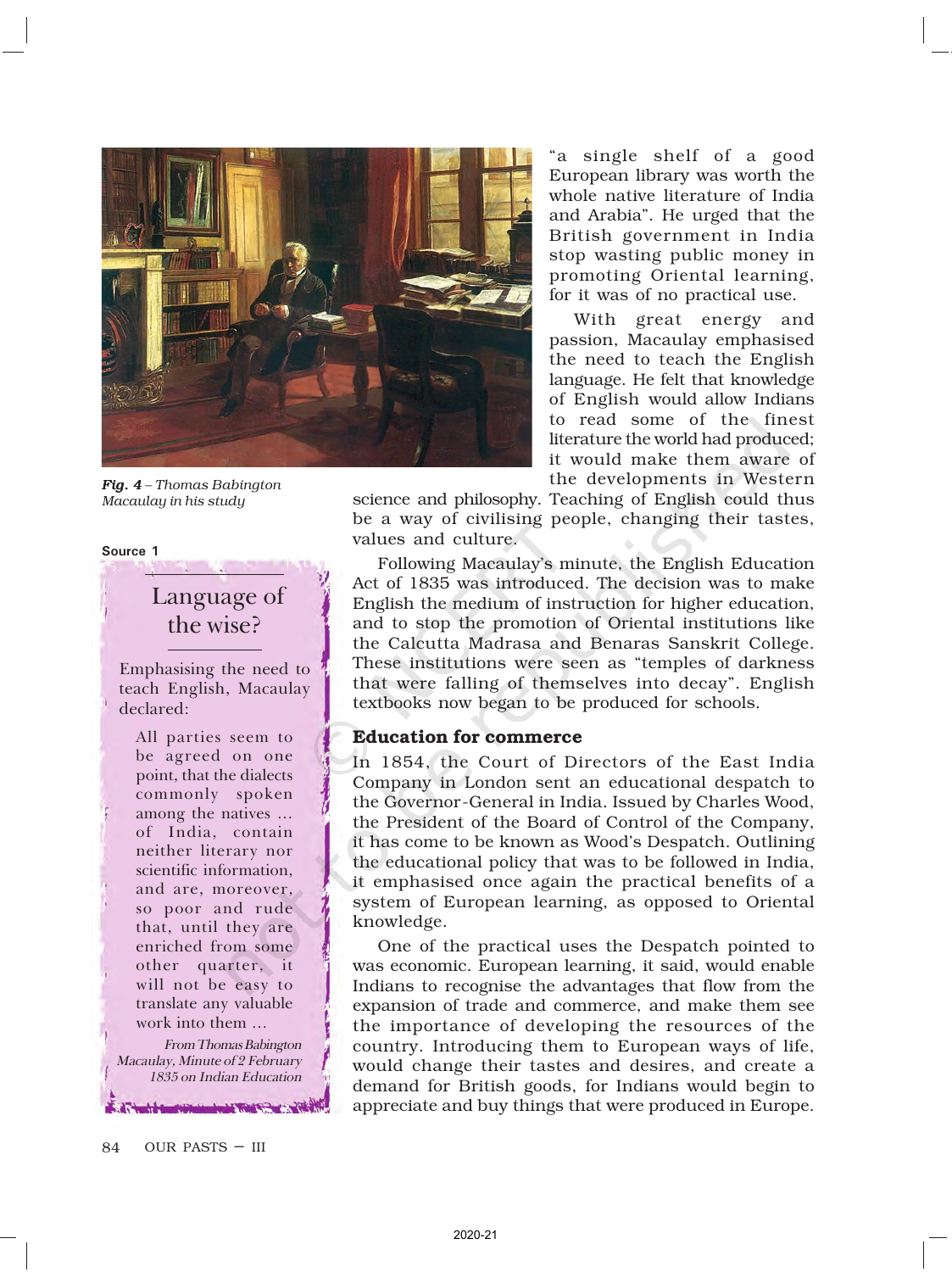"a single shelf of a good European library was worth the whole native literature of India and Arabia". He urged that the British government in India stop wasting public money in promoting Oriental learning, for it was of no practical use.

With great energy and passion, Macaulay emphasised the need to teach the English language. He felt that knowledge of English would allow Indians to read some of the finest literature the world had produced; it would make them aware of the developments in Western science and philosophy. Teaching of English could thus be a way of civilising people, changing their tastes, values and culture.

*Fig. 4* – *Thomas Babington Macaulay in his study*

Following Macaulay's minute, the English Education Act of 1835 was introduced. The decision was to make English the medium of instruction for higher education, and to stop the promotion of Oriental institutions like the Calcutta Madrasa and Benaras Sanskrit College. These institutions were seen as "temples of darkness that were falling of themselves into decay". English textbooks now began to be produced for schools.

**Source 1**

> ## Language of the wise?
>
> Emphasising the need to teach English, Macaulay declared:
>
> All parties seem to be agreed on one point, that the dialects commonly spoken among the natives ... of India, contain neither literary nor scientific information, and are, moreover, so poor and rude that, until they are enriched from some other quarter, it will not be easy to translate any valuable work into them ...
>
> *From Thomas Babington Macaulay, Minute of 2 February 1835 on Indian Education*

### Education for commerce

In 1854, the Court of Directors of the East India Company in London sent an educational despatch to the Governor-General in India. Issued by Charles Wood, the President of the Board of Control of the Company, it has come to be known as Wood's Despatch. Outlining the educational policy that was to be followed in India, it emphasised once again the practical benefits of a system of European learning, as opposed to Oriental knowledge.

One of the practical uses the Despatch pointed to was economic. European learning, it said, would enable Indians to recognise the advantages that flow from the expansion of trade and commerce, and make them see the importance of developing the resources of the country. Introducing them to European ways of life, would change their tastes and desires, and create a demand for British goods, for Indians would begin to appreciate and buy things that were produced in Europe.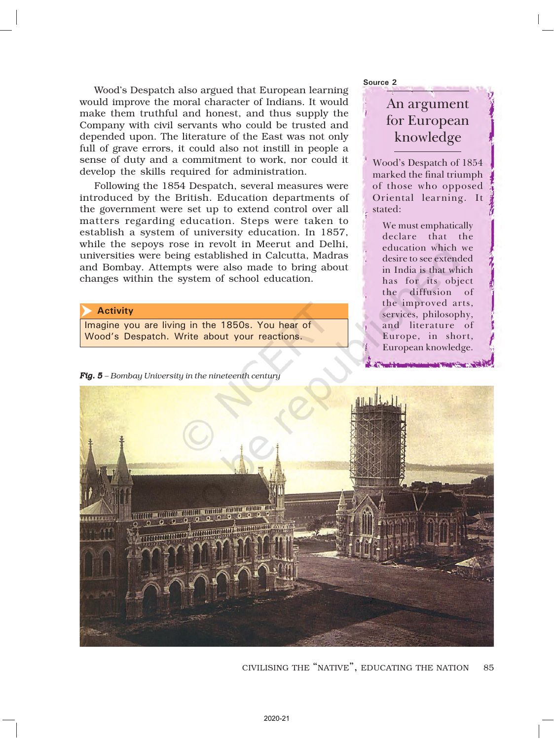Wood's Despatch also argued that European learning would improve the moral character of Indians. It would make them truthful and honest, and thus supply the Company with civil servants who could be trusted and depended upon. The literature of the East was not only full of grave errors, it could also not instill in people a sense of duty and a commitment to work, nor could it develop the skills required for administration.

Following the 1854 Despatch, several measures were introduced by the British. Education departments of the government were set up to extend control over all matters regarding education. Steps were taken to establish a system of university education. In 1857, while the sepoys rose in revolt in Meerut and Delhi, universities were being established in Calcutta, Madras and Bombay. Attempts were also made to bring about changes within the system of school education.

**Activity**

Imagine you are living in the 1850s. You hear of Wood's Despatch. Write about your reactions.

Source 2

### An argument for European knowledge

Wood's Despatch of 1854 marked the final triumph of those who opposed Oriental learning. It stated:

> We must emphatically declare that the education which we desire to see extended in India is that which has for its object the diffusion of the improved arts, services, philosophy, and literature of Europe, in short, European knowledge.

***Fig. 5*** – *Bombay University in the nineteenth century*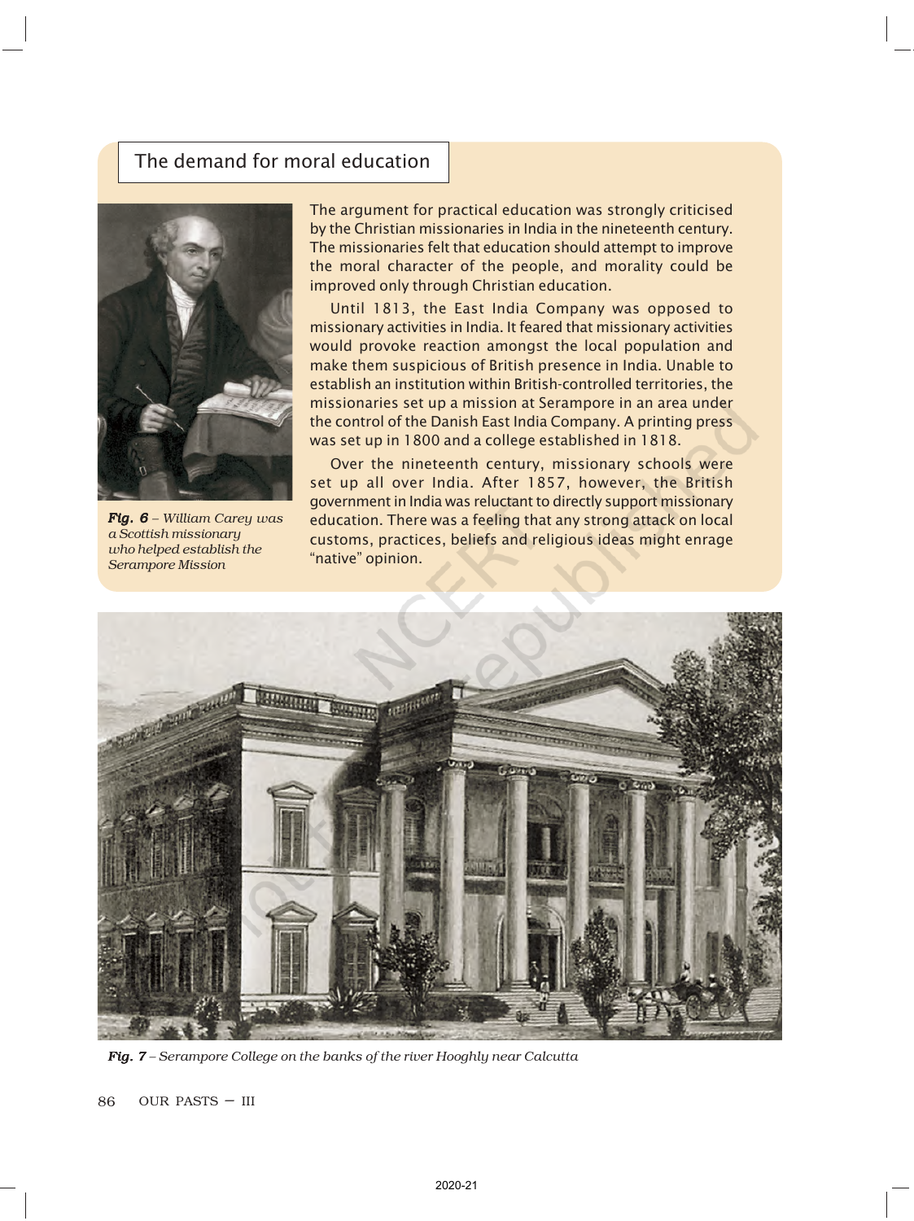## The demand for moral education

*Fig. 6 – William Carey was a Scottish missionary who helped establish the Serampore Mission*

The argument for practical education was strongly criticised by the Christian missionaries in India in the nineteenth century. The missionaries felt that education should attempt to improve the moral character of the people, and morality could be improved only through Christian education.

Until 1813, the East India Company was opposed to missionary activities in India. It feared that missionary activities would provoke reaction amongst the local population and make them suspicious of British presence in India. Unable to establish an institution within British-controlled territories, the missionaries set up a mission at Serampore in an area under the control of the Danish East India Company. A printing press was set up in 1800 and a college established in 1818.

Over the nineteenth century, missionary schools were set up all over India. After 1857, however, the British government in India was reluctant to directly support missionary education. There was a feeling that any strong attack on local customs, practices, beliefs and religious ideas might enrage "native" opinion.

*Fig. 7 – Serampore College on the banks of the river Hooghly near Calcutta*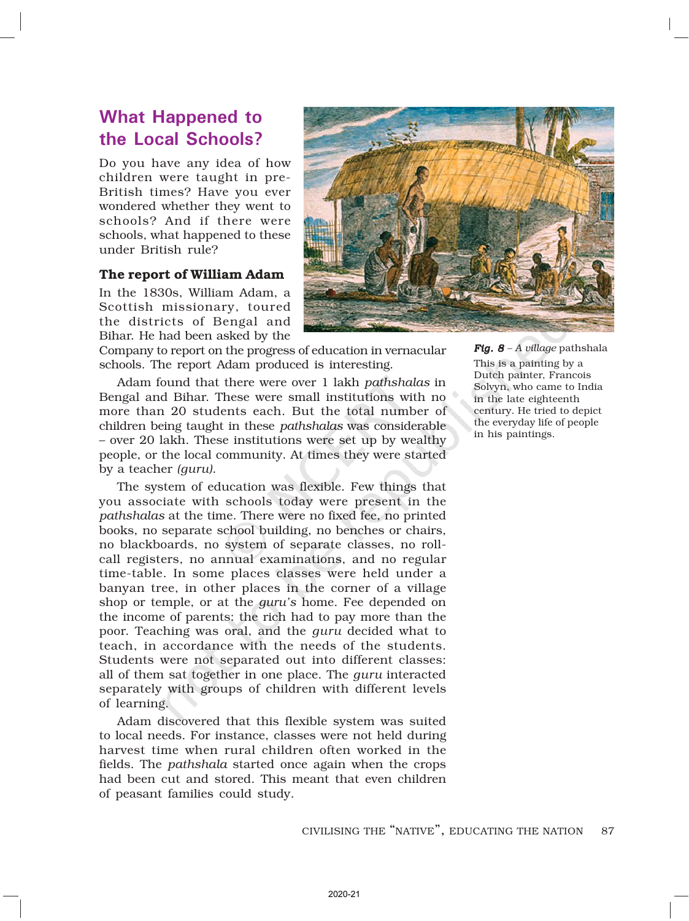## What Happened to the Local Schools?

Do you have any idea of how children were taught in pre-British times? Have you ever wondered whether they went to schools? And if there were schools, what happened to these under British rule?

### The report of William Adam

In the 1830s, William Adam, a Scottish missionary, toured the districts of Bengal and Bihar. He had been asked by the Company to report on the progress of education in vernacular schools. The report Adam produced is interesting.

Adam found that there were over 1 lakh *pathshalas* in Bengal and Bihar. These were small institutions with no more than 20 students each. But the total number of children being taught in these *pathshalas* was considerable – over 20 lakh. These institutions were set up by wealthy people, or the local community. At times they were started by a teacher *(guru)*.

The system of education was flexible. Few things that you associate with schools today were present in the *pathshalas* at the time. There were no fixed fee, no printed books, no separate school building, no benches or chairs, no blackboards, no system of separate classes, no roll-call registers, no annual examinations, and no regular time-table. In some places classes were held under a banyan tree, in other places in the corner of a village shop or temple, or at the *guru's* home. Fee depended on the income of parents: the rich had to pay more than the poor. Teaching was oral, and the *guru* decided what to teach, in accordance with the needs of the students. Students were not separated out into different classes: all of them sat together in one place. The *guru* interacted separately with groups of children with different levels of learning.

Adam discovered that this flexible system was suited to local needs. For instance, classes were not held during harvest time when rural children often worked in the fields. The *pathshala* started once again when the crops had been cut and stored. This meant that even children of peasant families could study.

***Fig. 8** – A village* pathshala

This is a painting by a Dutch painter, Francois Solvyn, who came to India in the late eighteenth century. He tried to depict the everyday life of people in his paintings.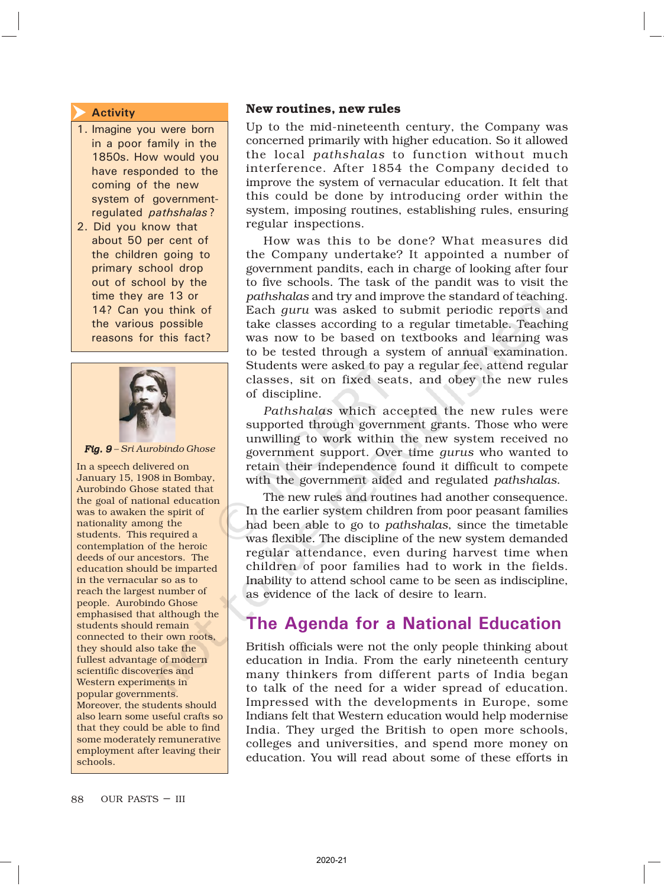## New routines, new rules

Up to the mid-nineteenth century, the Company was concerned primarily with higher education. So it allowed the local *pathshalas* to function without much interference. After 1854 the Company decided to improve the system of vernacular education. It felt that this could be done by introducing order within the system, imposing routines, establishing rules, ensuring regular inspections.

How was this to be done? What measures did the Company undertake? It appointed a number of government pandits, each in charge of looking after four to five schools. The task of the pandit was to visit the *pathshalas* and try and improve the standard of teaching. Each *guru* was asked to submit periodic reports and take classes according to a regular timetable. Teaching was now to be based on textbooks and learning was to be tested through a system of annual examination. Students were asked to pay a regular fee, attend regular classes, sit on fixed seats, and obey the new rules of discipline.

*Pathshalas* which accepted the new rules were supported through government grants. Those who were unwilling to work within the new system received no government support. Over time *gurus* who wanted to retain their independence found it difficult to compete with the government aided and regulated *pathshalas*.

The new rules and routines had another consequence. In the earlier system children from poor peasant families had been able to go to *pathshalas*, since the timetable was flexible. The discipline of the new system demanded regular attendance, even during harvest time when children of poor families had to work in the fields. Inability to attend school came to be seen as indiscipline, as evidence of the lack of desire to learn.

> **Activity**
>
> 1. Imagine you were born in a poor family in the 1850s. How would you have responded to the coming of the new system of government-regulated *pathshalas*?
> 2. Did you know that about 50 per cent of the children going to primary school drop out of school by the time they are 13 or 14? Can you think of the various possible reasons for this fact?

***Fig. 9** – Sri Aurobindo Ghose*

In a speech delivered on January 15, 1908 in Bombay, Aurobindo Ghose stated that the goal of national education was to awaken the spirit of nationality among the students. This required a contemplation of the heroic deeds of our ancestors. The education should be imparted in the vernacular so as to reach the largest number of people. Aurobindo Ghose emphasised that although the students should remain connected to their own roots, they should also take the fullest advantage of modern scientific discoveries and Western experiments in popular governments. Moreover, the students should also learn some useful crafts so that they could be able to find some moderately remunerative employment after leaving their schools.

## The Agenda for a National Education

British officials were not the only people thinking about education in India. From the early nineteenth century many thinkers from different parts of India began to talk of the need for a wider spread of education. Impressed with the developments in Europe, some Indians felt that Western education would help modernise India. They urged the British to open more schools, colleges and universities, and spend more money on education. You will read about some of these efforts in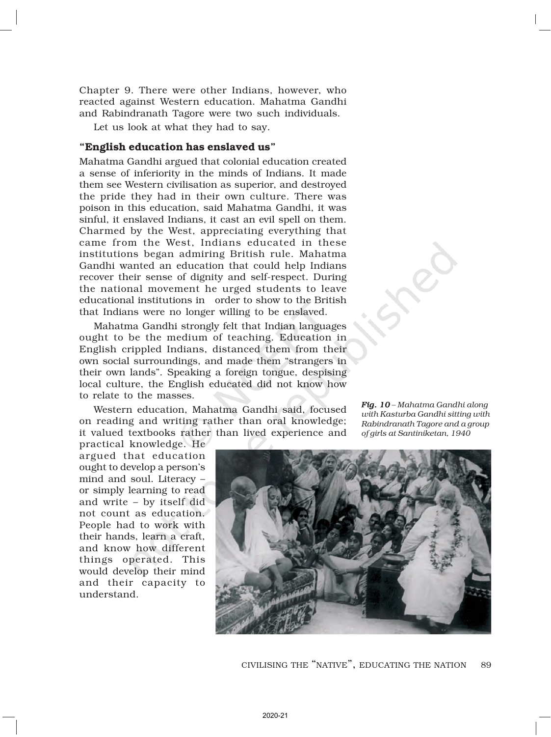Chapter 9. There were other Indians, however, who reacted against Western education. Mahatma Gandhi and Rabindranath Tagore were two such individuals.

Let us look at what they had to say.

### "English education has enslaved us"

Mahatma Gandhi argued that colonial education created a sense of inferiority in the minds of Indians. It made them see Western civilisation as superior, and destroyed the pride they had in their own culture. There was poison in this education, said Mahatma Gandhi, it was sinful, it enslaved Indians, it cast an evil spell on them. Charmed by the West, appreciating everything that came from the West, Indians educated in these institutions began admiring British rule. Mahatma Gandhi wanted an education that could help Indians recover their sense of dignity and self-respect. During the national movement he urged students to leave educational institutions in order to show to the British that Indians were no longer willing to be enslaved.

Mahatma Gandhi strongly felt that Indian languages ought to be the medium of teaching. Education in English crippled Indians, distanced them from their own social surroundings, and made them "strangers in their own lands". Speaking a foreign tongue, despising local culture, the English educated did not know how to relate to the masses.

Western education, Mahatma Gandhi said, focused on reading and writing rather than oral knowledge; it valued textbooks rather than lived experience and practical knowledge. He argued that education ought to develop a person's mind and soul. Literacy – or simply learning to read and write – by itself did not count as education. People had to work with their hands, learn a craft, and know how different things operated. This would develop their mind and their capacity to understand.

***Fig. 10*** *– Mahatma Gandhi along with Kasturba Gandhi sitting with Rabindranath Tagore and a group of girls at Santiniketan, 1940*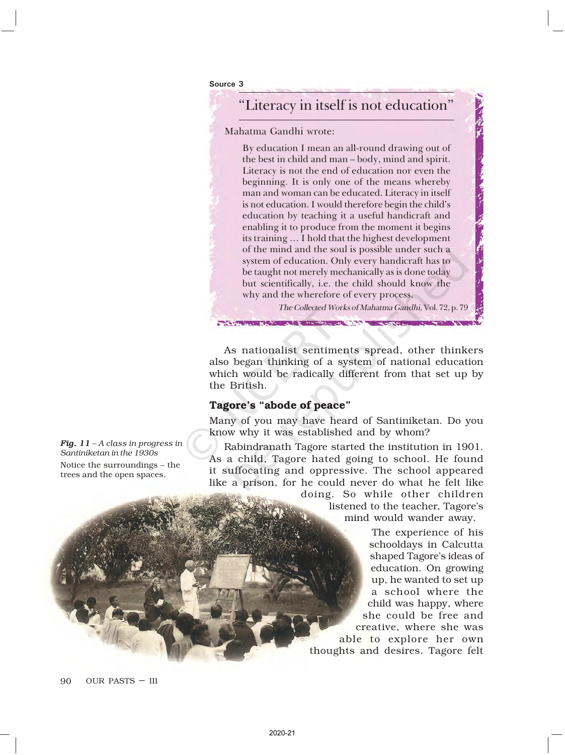Source 3

## "Literacy in itself is not education"

Mahatma Gandhi wrote:

> By education I mean an all-round drawing out of the best in child and man – body, mind and spirit. Literacy is not the end of education nor even the beginning. It is only one of the means whereby man and woman can be educated. Literacy in itself is not education. I would therefore begin the child's education by teaching it a useful handicraft and enabling it to produce from the moment it begins its training … I hold that the highest development of the mind and the soul is possible under such a system of education. Only every handicraft has to be taught not merely mechanically as is done today but scientifically, i.e. the child should know the why and the wherefore of every process.
>
> *The Collected Works of Mahatma Gandhi*, Vol. 72, p. 79

As nationalist sentiments spread, other thinkers also began thinking of a system of national education which would be radically different from that set up by the British.

### Tagore's "abode of peace"

Many of you may have heard of Santiniketan. Do you know why it was established and by whom?

Rabindranath Tagore started the institution in 1901. As a child, Tagore hated going to school. He found it suffocating and oppressive. The school appeared like a prison, for he could never do what he felt like doing. So while other children listened to the teacher, Tagore's mind would wander away.

The experience of his schooldays in Calcutta shaped Tagore's ideas of education. On growing up, he wanted to set up a school where the child was happy, where she could be free and creative, where she was able to explore her own thoughts and desires. Tagore felt

***Fig. 11** – A class in progress in Santiniketan in the 1930s*

Notice the surroundings – the trees and the open spaces.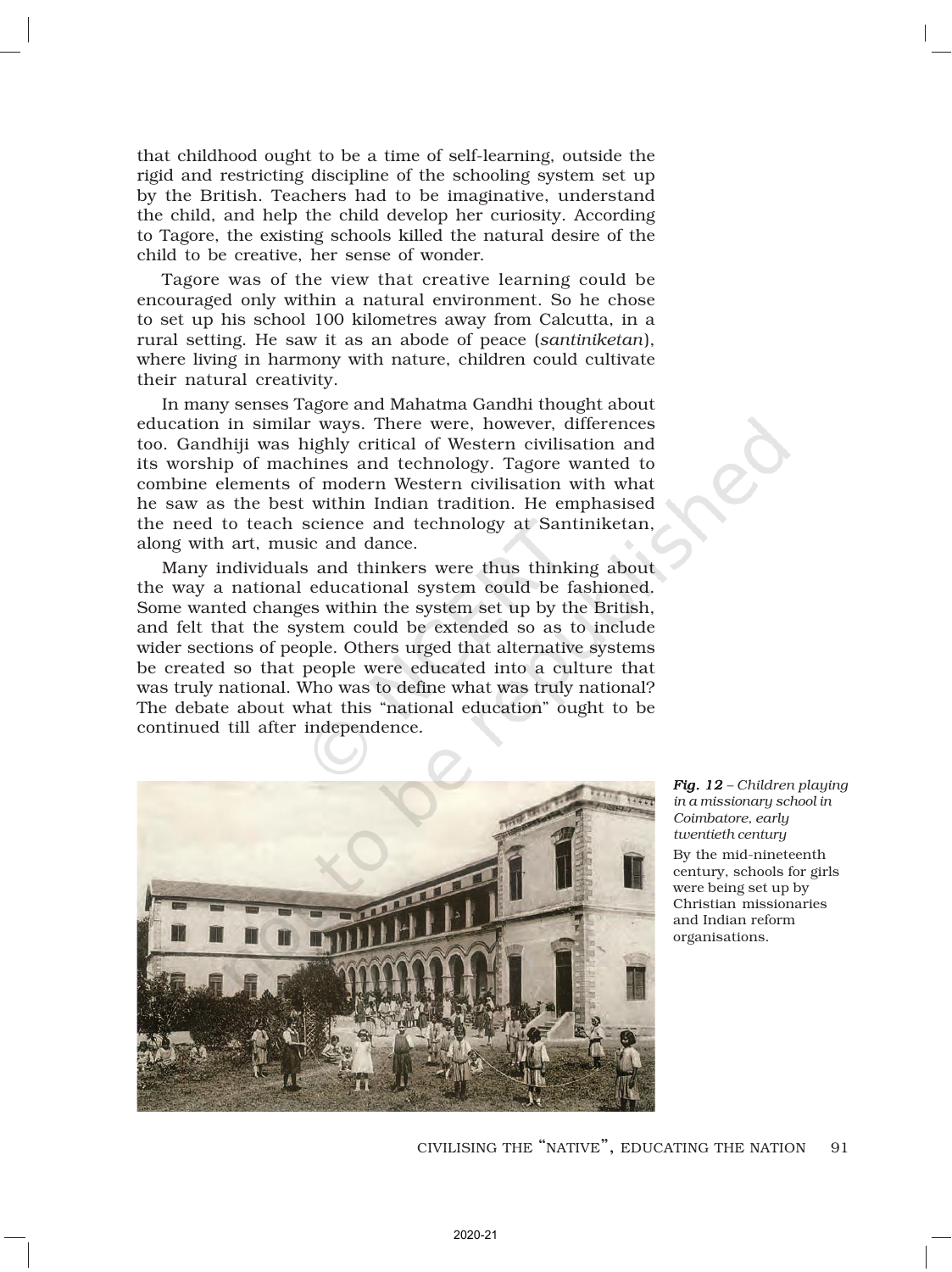that childhood ought to be a time of self-learning, outside the rigid and restricting discipline of the schooling system set up by the British. Teachers had to be imaginative, understand the child, and help the child develop her curiosity. According to Tagore, the existing schools killed the natural desire of the child to be creative, her sense of wonder.

Tagore was of the view that creative learning could be encouraged only within a natural environment. So he chose to set up his school 100 kilometres away from Calcutta, in a rural setting. He saw it as an abode of peace (*santiniketan*), where living in harmony with nature, children could cultivate their natural creativity.

In many senses Tagore and Mahatma Gandhi thought about education in similar ways. There were, however, differences too. Gandhiji was highly critical of Western civilisation and its worship of machines and technology. Tagore wanted to combine elements of modern Western civilisation with what he saw as the best within Indian tradition. He emphasised the need to teach science and technology at Santiniketan, along with art, music and dance.

Many individuals and thinkers were thus thinking about the way a national educational system could be fashioned. Some wanted changes within the system set up by the British, and felt that the system could be extended so as to include wider sections of people. Others urged that alternative systems be created so that people were educated into a culture that was truly national. Who was to define what was truly national? The debate about what this "national education" ought to be continued till after independence.

***Fig. 12** – Children playing in a missionary school in Coimbatore, early twentieth century*

By the mid-nineteenth century, schools for girls were being set up by Christian missionaries and Indian reform organisations.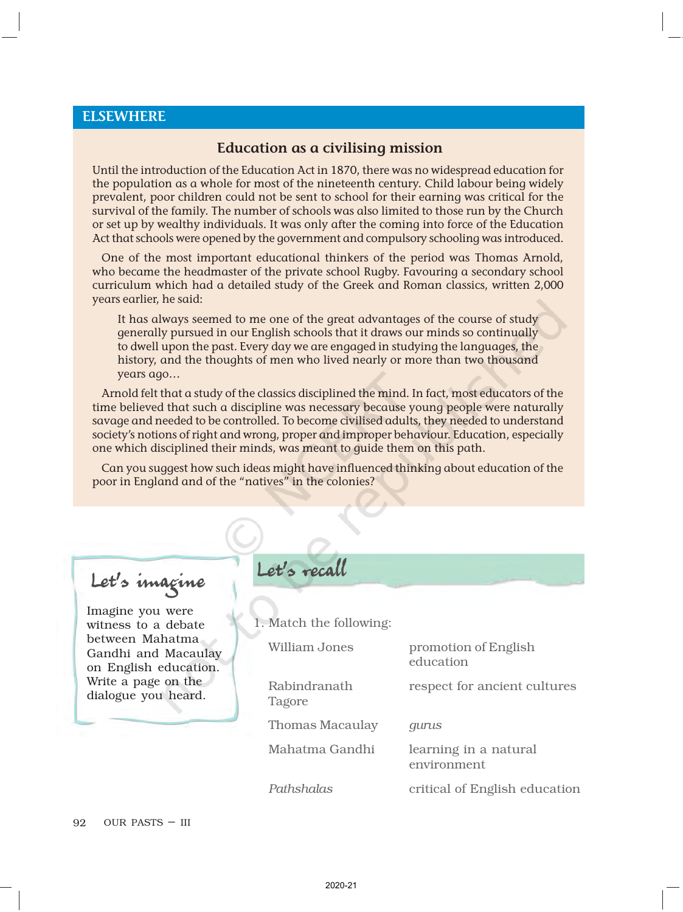## ELSEWHERE

### Education as a civilising mission

Until the introduction of the Education Act in 1870, there was no widespread education for the population as a whole for most of the nineteenth century. Child labour being widely prevalent, poor children could not be sent to school for their earning was critical for the survival of the family. The number of schools was also limited to those run by the Church or set up by wealthy individuals. It was only after the coming into force of the Education Act that schools were opened by the government and compulsory schooling was introduced.

One of the most important educational thinkers of the period was Thomas Arnold, who became the headmaster of the private school Rugby. Favouring a secondary school curriculum which had a detailed study of the Greek and Roman classics, written 2,000 years earlier, he said:

> It has always seemed to me one of the great advantages of the course of study generally pursued in our English schools that it draws our minds so continually to dwell upon the past. Every day we are engaged in studying the languages, the history, and the thoughts of men who lived nearly or more than two thousand years ago…

Arnold felt that a study of the classics disciplined the mind. In fact, most educators of the time believed that such a discipline was necessary because young people were naturally savage and needed to be controlled. To become civilised adults, they needed to understand society's notions of right and wrong, proper and improper behaviour. Education, especially one which disciplined their minds, was meant to guide them on this path.

Can you suggest how such ideas might have influenced thinking about education of the poor in England and of the "natives" in the colonies?

## Let's imagine

Imagine you were witness to a debate between Mahatma Gandhi and Macaulay on English education. Write a page on the dialogue you heard.

## Let's recall

1. Match the following:

| | |
|---|---|
| William Jones | promotion of English education |
| Rabindranath Tagore | respect for ancient cultures |
| Thomas Macaulay | *gurus* |
| Mahatma Gandhi | learning in a natural environment |
| *Pathshalas* | critical of English education |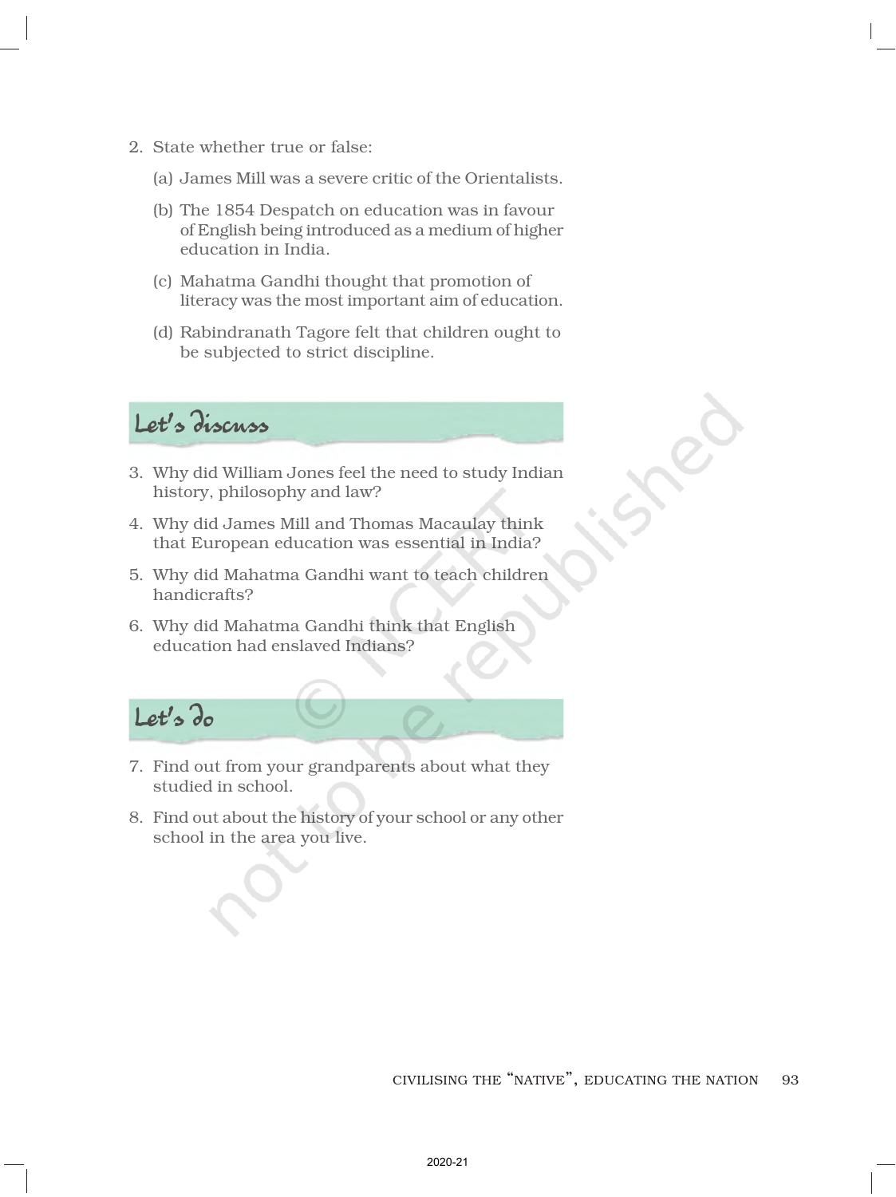2. State whether true or false:

   (a) James Mill was a severe critic of the Orientalists.

   (b) The 1854 Despatch on education was in favour of English being introduced as a medium of higher education in India.

   (c) Mahatma Gandhi thought that promotion of literacy was the most important aim of education.

   (d) Rabindranath Tagore felt that children ought to be subjected to strict discipline.

## Let's discuss

3. Why did William Jones feel the need to study Indian history, philosophy and law?
4. Why did James Mill and Thomas Macaulay think that European education was essential in India?
5. Why did Mahatma Gandhi want to teach children handicrafts?
6. Why did Mahatma Gandhi think that English education had enslaved Indians?

## Let's do

7. Find out from your grandparents about what they studied in school.
8. Find out about the history of your school or any other school in the area you live.